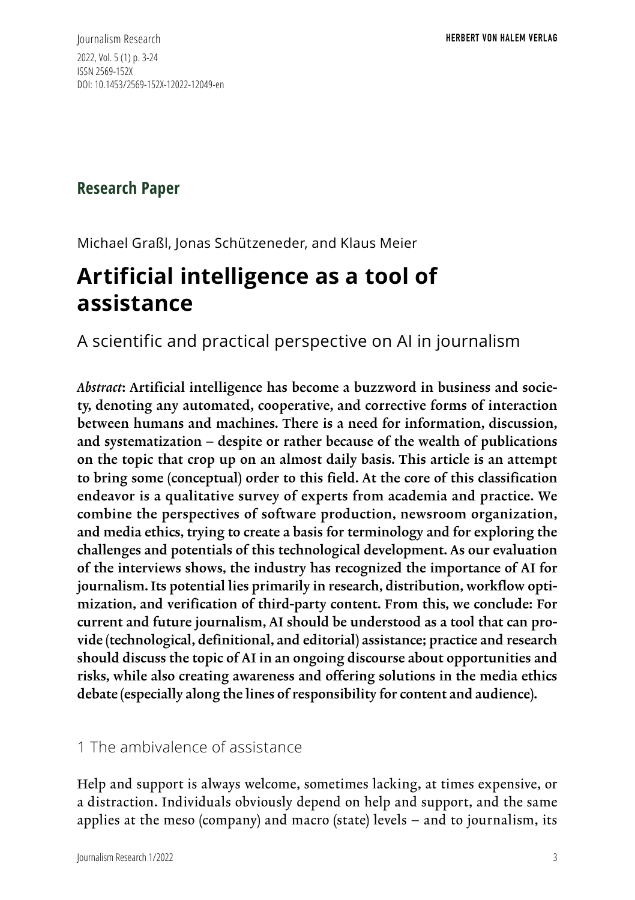**Research Paper**

Michael Graßl, Jonas Schützeneder, and Klaus Meier

# Artificial intelligence as a tool of assistance

## A scientific and practical perspective on AI in journalism

***Abstract*: Artificial intelligence has become a buzzword in business and society, denoting any automated, cooperative, and corrective forms of interaction between humans and machines. There is a need for information, discussion, and systematization – despite or rather because of the wealth of publications on the topic that crop up on an almost daily basis. This article is an attempt to bring some (conceptual) order to this field. At the core of this classification endeavor is a qualitative survey of experts from academia and practice. We combine the perspectives of software production, newsroom organization, and media ethics, trying to create a basis for terminology and for exploring the challenges and potentials of this technological development. As our evaluation of the interviews shows, the industry has recognized the importance of AI for journalism. Its potential lies primarily in research, distribution, workflow optimization, and verification of third-party content. From this, we conclude: For current and future journalism, AI should be understood as a tool that can provide (technological, definitional, and editorial) assistance; practice and research should discuss the topic of AI in an ongoing discourse about opportunities and risks, while also creating awareness and offering solutions in the media ethics debate (especially along the lines of responsibility for content and audience).**

## 1 The ambivalence of assistance

Help and support is always welcome, sometimes lacking, at times expensive, or a distraction. Individuals obviously depend on help and support, and the same applies at the meso (company) and macro (state) levels – and to journalism, its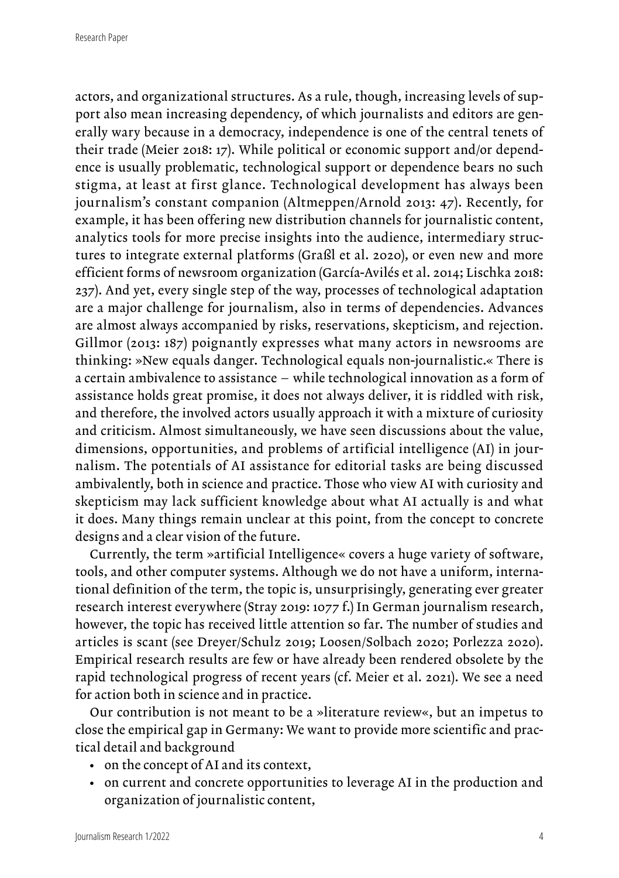actors, and organizational structures. As a rule, though, increasing levels of support also mean increasing dependency, of which journalists and editors are generally wary because in a democracy, independence is one of the central tenets of their trade (Meier 2018: 17). While political or economic support and/or dependence is usually problematic, technological support or dependence bears no such stigma, at least at first glance. Technological development has always been journalism's constant companion (Altmeppen/Arnold 2013: 47). Recently, for example, it has been offering new distribution channels for journalistic content, analytics tools for more precise insights into the audience, intermediary structures to integrate external platforms (Graßl et al. 2020), or even new and more efficient forms of newsroom organization (García-Avilés et al. 2014; Lischka 2018: 237). And yet, every single step of the way, processes of technological adaptation are a major challenge for journalism, also in terms of dependencies. Advances are almost always accompanied by risks, reservations, skepticism, and rejection. Gillmor (2013: 187) poignantly expresses what many actors in newsrooms are thinking: »New equals danger. Technological equals non-journalistic.« There is a certain ambivalence to assistance – while technological innovation as a form of assistance holds great promise, it does not always deliver, it is riddled with risk, and therefore, the involved actors usually approach it with a mixture of curiosity and criticism. Almost simultaneously, we have seen discussions about the value, dimensions, opportunities, and problems of artificial intelligence (AI) in journalism. The potentials of AI assistance for editorial tasks are being discussed ambivalently, both in science and practice. Those who view AI with curiosity and skepticism may lack sufficient knowledge about what AI actually is and what it does. Many things remain unclear at this point, from the concept to concrete designs and a clear vision of the future.

Currently, the term »artificial Intelligence« covers a huge variety of software, tools, and other computer systems. Although we do not have a uniform, international definition of the term, the topic is, unsurprisingly, generating ever greater research interest everywhere (Stray 2019: 1077 f.) In German journalism research, however, the topic has received little attention so far. The number of studies and articles is scant (see Dreyer/Schulz 2019; Loosen/Solbach 2020; Porlezza 2020). Empirical research results are few or have already been rendered obsolete by the rapid technological progress of recent years (cf. Meier et al. 2021). We see a need for action both in science and in practice.

Our contribution is not meant to be a »literature review«, but an impetus to close the empirical gap in Germany: We want to provide more scientific and practical detail and background

- on the concept of AI and its context,
- on current and concrete opportunities to leverage AI in the production and organization of journalistic content,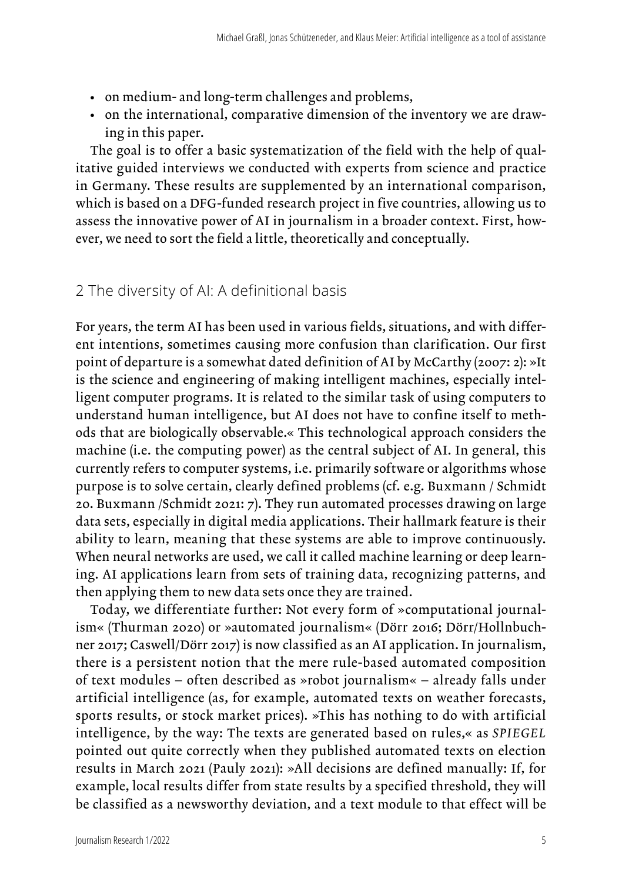- on medium- and long-term challenges and problems,
- on the international, comparative dimension of the inventory we are drawing in this paper.

The goal is to offer a basic systematization of the field with the help of qualitative guided interviews we conducted with experts from science and practice in Germany. These results are supplemented by an international comparison, which is based on a DFG-funded research project in five countries, allowing us to assess the innovative power of AI in journalism in a broader context. First, however, we need to sort the field a little, theoretically and conceptually.

## 2 The diversity of AI: A definitional basis

For years, the term AI has been used in various fields, situations, and with different intentions, sometimes causing more confusion than clarification. Our first point of departure is a somewhat dated definition of AI by McCarthy (2007: 2): »It is the science and engineering of making intelligent machines, especially intelligent computer programs. It is related to the similar task of using computers to understand human intelligence, but AI does not have to confine itself to methods that are biologically observable.« This technological approach considers the machine (i.e. the computing power) as the central subject of AI. In general, this currently refers to computer systems, i.e. primarily software or algorithms whose purpose is to solve certain, clearly defined problems (cf. e.g. Buxmann / Schmidt 20. Buxmann /Schmidt 2021: 7). They run automated processes drawing on large data sets, especially in digital media applications. Their hallmark feature is their ability to learn, meaning that these systems are able to improve continuously. When neural networks are used, we call it called machine learning or deep learning. AI applications learn from sets of training data, recognizing patterns, and then applying them to new data sets once they are trained.

Today, we differentiate further: Not every form of »computational journalism« (Thurman 2020) or »automated journalism« (Dörr 2016; Dörr/Hollnbuchner 2017; Caswell/Dörr 2017) is now classified as an AI application. In journalism, there is a persistent notion that the mere rule-based automated composition of text modules – often described as »robot journalism« – already falls under artificial intelligence (as, for example, automated texts on weather forecasts, sports results, or stock market prices). »This has nothing to do with artificial intelligence, by the way: The texts are generated based on rules,« as *SPIEGEL* pointed out quite correctly when they published automated texts on election results in March 2021 (Pauly 2021): »All decisions are defined manually: If, for example, local results differ from state results by a specified threshold, they will be classified as a newsworthy deviation, and a text module to that effect will be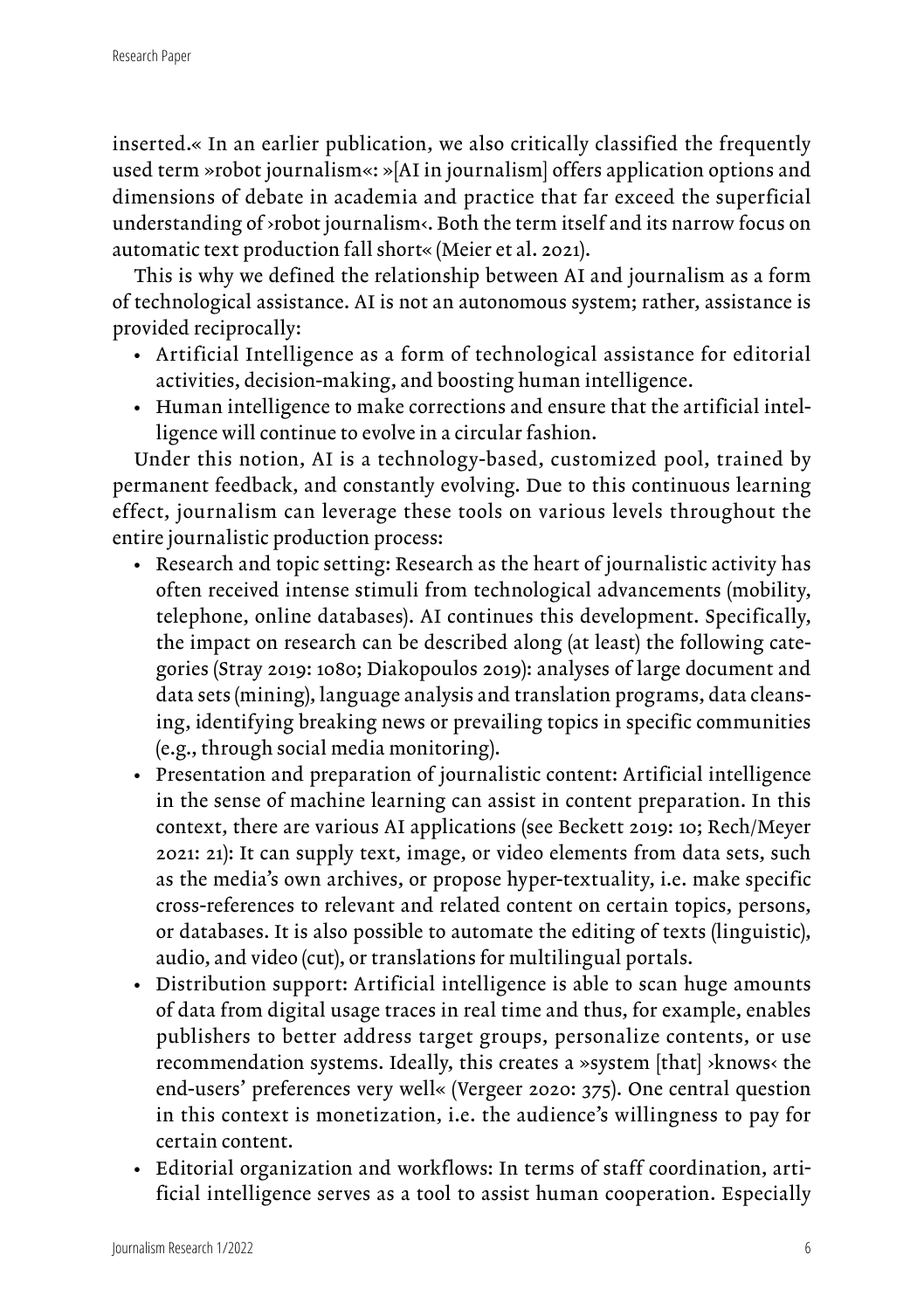inserted.« In an earlier publication, we also critically classified the frequently used term »robot journalism«: »[AI in journalism] offers application options and dimensions of debate in academia and practice that far exceed the superficial understanding of ›robot journalism‹. Both the term itself and its narrow focus on automatic text production fall short« (Meier et al. 2021).

This is why we defined the relationship between AI and journalism as a form of technological assistance. AI is not an autonomous system; rather, assistance is provided reciprocally:

- Artificial Intelligence as a form of technological assistance for editorial activities, decision-making, and boosting human intelligence.
- Human intelligence to make corrections and ensure that the artificial intelligence will continue to evolve in a circular fashion.

Under this notion, AI is a technology-based, customized pool, trained by permanent feedback, and constantly evolving. Due to this continuous learning effect, journalism can leverage these tools on various levels throughout the entire journalistic production process:

- Research and topic setting: Research as the heart of journalistic activity has often received intense stimuli from technological advancements (mobility, telephone, online databases). AI continues this development. Specifically, the impact on research can be described along (at least) the following categories (Stray 2019: 1080; Diakopoulos 2019): analyses of large document and data sets (mining), language analysis and translation programs, data cleansing, identifying breaking news or prevailing topics in specific communities (e.g., through social media monitoring).
- Presentation and preparation of journalistic content: Artificial intelligence in the sense of machine learning can assist in content preparation. In this context, there are various AI applications (see Beckett 2019: 10; Rech/Meyer 2021: 21): It can supply text, image, or video elements from data sets, such as the media's own archives, or propose hyper-textuality, i.e. make specific cross-references to relevant and related content on certain topics, persons, or databases. It is also possible to automate the editing of texts (linguistic), audio, and video (cut), or translations for multilingual portals.
- Distribution support: Artificial intelligence is able to scan huge amounts of data from digital usage traces in real time and thus, for example, enables publishers to better address target groups, personalize contents, or use recommendation systems. Ideally, this creates a »system [that] ›knows‹ the end-users' preferences very well« (Vergeer 2020: 375). One central question in this context is monetization, i.e. the audience's willingness to pay for certain content.
- Editorial organization and workflows: In terms of staff coordination, artificial intelligence serves as a tool to assist human cooperation. Especially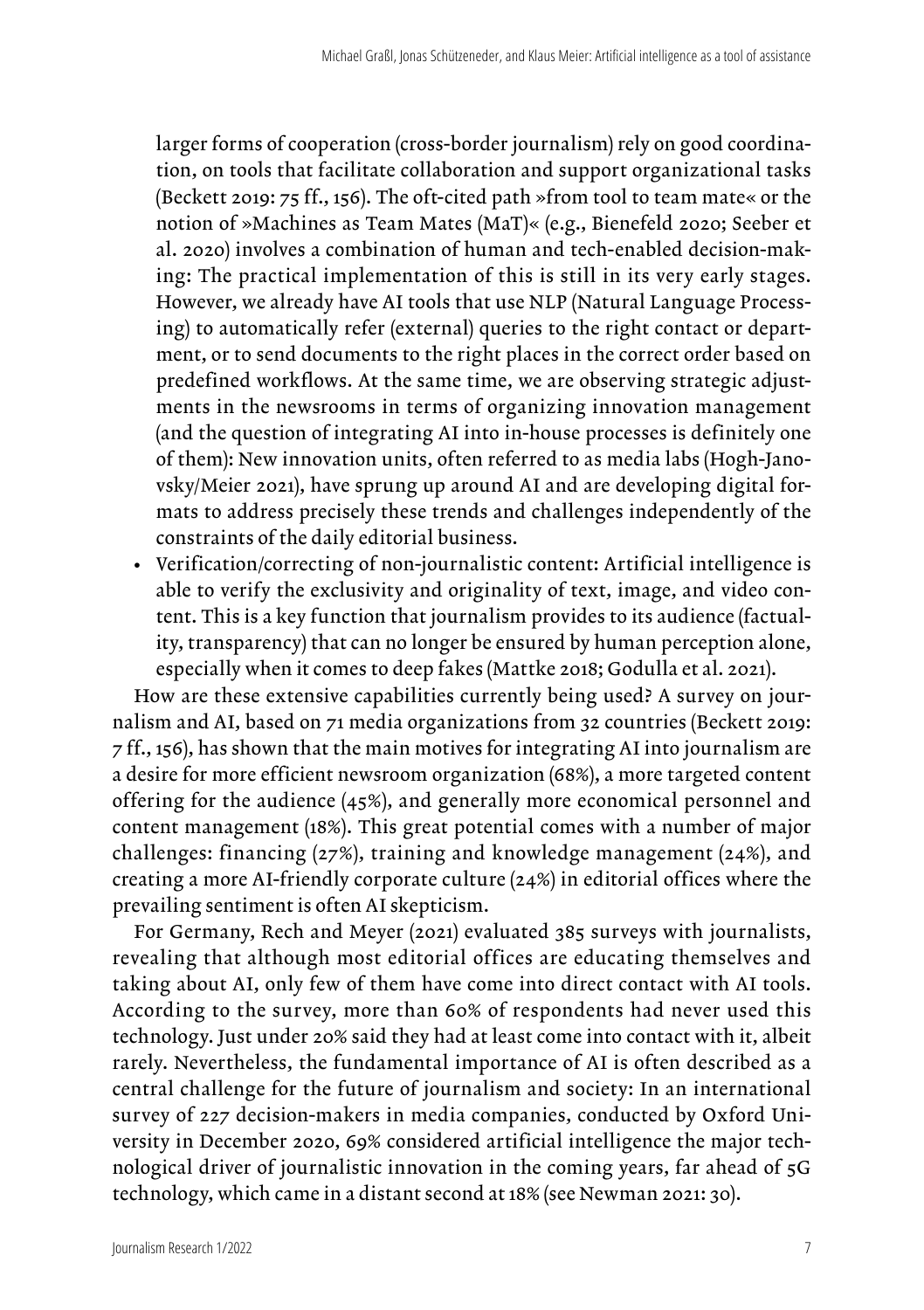larger forms of cooperation (cross-border journalism) rely on good coordination, on tools that facilitate collaboration and support organizational tasks (Beckett 2019: 75 ff., 156). The oft-cited path »from tool to team mate« or the notion of »Machines as Team Mates (MaT)« (e.g., Bienefeld 2020; Seeber et al. 2020) involves a combination of human and tech-enabled decision-making: The practical implementation of this is still in its very early stages. However, we already have AI tools that use NLP (Natural Language Processing) to automatically refer (external) queries to the right contact or department, or to send documents to the right places in the correct order based on predefined workflows. At the same time, we are observing strategic adjustments in the newsrooms in terms of organizing innovation management (and the question of integrating AI into in-house processes is definitely one of them): New innovation units, often referred to as media labs (Hogh-Janovsky/Meier 2021), have sprung up around AI and are developing digital formats to address precisely these trends and challenges independently of the constraints of the daily editorial business.

- Verification/correcting of non-journalistic content: Artificial intelligence is able to verify the exclusivity and originality of text, image, and video content. This is a key function that journalism provides to its audience (factuality, transparency) that can no longer be ensured by human perception alone, especially when it comes to deep fakes (Mattke 2018; Godulla et al. 2021).

How are these extensive capabilities currently being used? A survey on journalism and AI, based on 71 media organizations from 32 countries (Beckett 2019: 7 ff., 156), has shown that the main motives for integrating AI into journalism are a desire for more efficient newsroom organization (68%), a more targeted content offering for the audience (45%), and generally more economical personnel and content management (18%). This great potential comes with a number of major challenges: financing (27%), training and knowledge management (24%), and creating a more AI-friendly corporate culture (24%) in editorial offices where the prevailing sentiment is often AI skepticism.

For Germany, Rech and Meyer (2021) evaluated 385 surveys with journalists, revealing that although most editorial offices are educating themselves and taking about AI, only few of them have come into direct contact with AI tools. According to the survey, more than 60% of respondents had never used this technology. Just under 20% said they had at least come into contact with it, albeit rarely. Nevertheless, the fundamental importance of AI is often described as a central challenge for the future of journalism and society: In an international survey of 227 decision-makers in media companies, conducted by Oxford University in December 2020, 69% considered artificial intelligence the major technological driver of journalistic innovation in the coming years, far ahead of 5G technology, which came in a distant second at 18% (see Newman 2021: 30).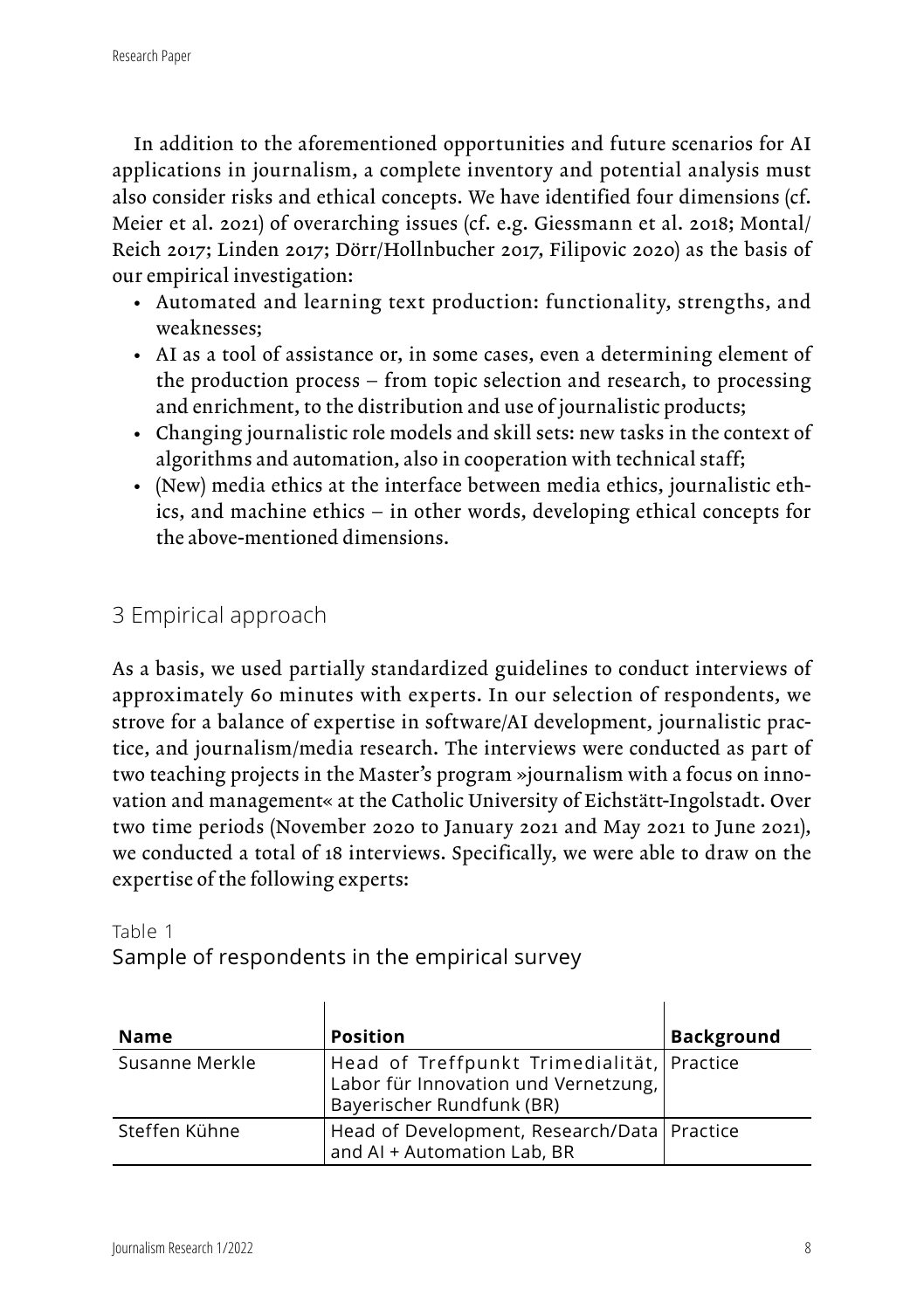In addition to the aforementioned opportunities and future scenarios for AI applications in journalism, a complete inventory and potential analysis must also consider risks and ethical concepts. We have identified four dimensions (cf. Meier et al. 2021) of overarching issues (cf. e.g. Giessmann et al. 2018; Montal/Reich 2017; Linden 2017; Dörr/Hollnbucher 2017, Filipovic 2020) as the basis of our empirical investigation:

- Automated and learning text production: functionality, strengths, and weaknesses;
- AI as a tool of assistance or, in some cases, even a determining element of the production process – from topic selection and research, to processing and enrichment, to the distribution and use of journalistic products;
- Changing journalistic role models and skill sets: new tasks in the context of algorithms and automation, also in cooperation with technical staff;
- (New) media ethics at the interface between media ethics, journalistic ethics, and machine ethics – in other words, developing ethical concepts for the above-mentioned dimensions.

## 3 Empirical approach

As a basis, we used partially standardized guidelines to conduct interviews of approximately 60 minutes with experts. In our selection of respondents, we strove for a balance of expertise in software/AI development, journalistic practice, and journalism/media research. The interviews were conducted as part of two teaching projects in the Master's program »journalism with a focus on innovation and management« at the Catholic University of Eichstätt-Ingolstadt. Over two time periods (November 2020 to January 2021 and May 2021 to June 2021), we conducted a total of 18 interviews. Specifically, we were able to draw on the expertise of the following experts:

Table 1
Sample of respondents in the empirical survey

| Name | Position | Background |
|---|---|---|
| Susanne Merkle | Head of Treffpunkt Trimedialität, Labor für Innovation und Vernetzung, Bayerischer Rundfunk (BR) | Practice |
| Steffen Kühne | Head of Development, Research/Data and AI + Automation Lab, BR | Practice |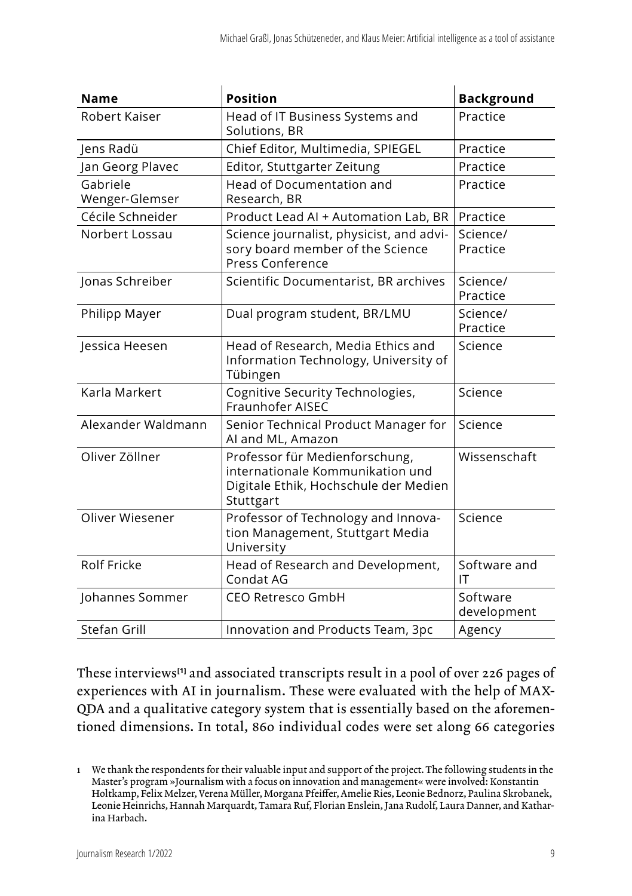| Name | Position | Background |
|---|---|---|
| Robert Kaiser | Head of IT Business Systems and Solutions, BR | Practice |
| Jens Radü | Chief Editor, Multimedia, SPIEGEL | Practice |
| Jan Georg Plavec | Editor, Stuttgarter Zeitung | Practice |
| Gabriele Wenger-Glemser | Head of Documentation and Research, BR | Practice |
| Cécile Schneider | Product Lead AI + Automation Lab, BR | Practice |
| Norbert Lossau | Science journalist, physicist, and advisory board member of the Science Press Conference | Science/ Practice |
| Jonas Schreiber | Scientific Documentarist, BR archives | Science/ Practice |
| Philipp Mayer | Dual program student, BR/LMU | Science/ Practice |
| Jessica Heesen | Head of Research, Media Ethics and Information Technology, University of Tübingen | Science |
| Karla Markert | Cognitive Security Technologies, Fraunhofer AISEC | Science |
| Alexander Waldmann | Senior Technical Product Manager for AI and ML, Amazon | Science |
| Oliver Zöllner | Professor für Medienforschung, internationale Kommunikation und Digitale Ethik, Hochschule der Medien Stuttgart | Wissenschaft |
| Oliver Wiesener | Professor of Technology and Innovation Management, Stuttgart Media University | Science |
| Rolf Fricke | Head of Research and Development, Condat AG | Software and IT |
| Johannes Sommer | CEO Retresco GmbH | Software development |
| Stefan Grill | Innovation and Products Team, 3pc | Agency |

These interviews[1] and associated transcripts result in a pool of over 226 pages of experiences with AI in journalism. These were evaluated with the help of MAXQDA and a qualitative category system that is essentially based on the aforementioned dimensions. In total, 860 individual codes were set along 66 categories

1 We thank the respondents for their valuable input and support of the project. The following students in the Master's program »Journalism with a focus on innovation and management« were involved: Konstantin Holtkamp, Felix Melzer, Verena Müller, Morgana Pfeiffer, Amelie Ries, Leonie Bednorz, Paulina Skrobanek, Leonie Heinrichs, Hannah Marquardt, Tamara Ruf, Florian Enslein, Jana Rudolf, Laura Danner, and Katharina Harbach.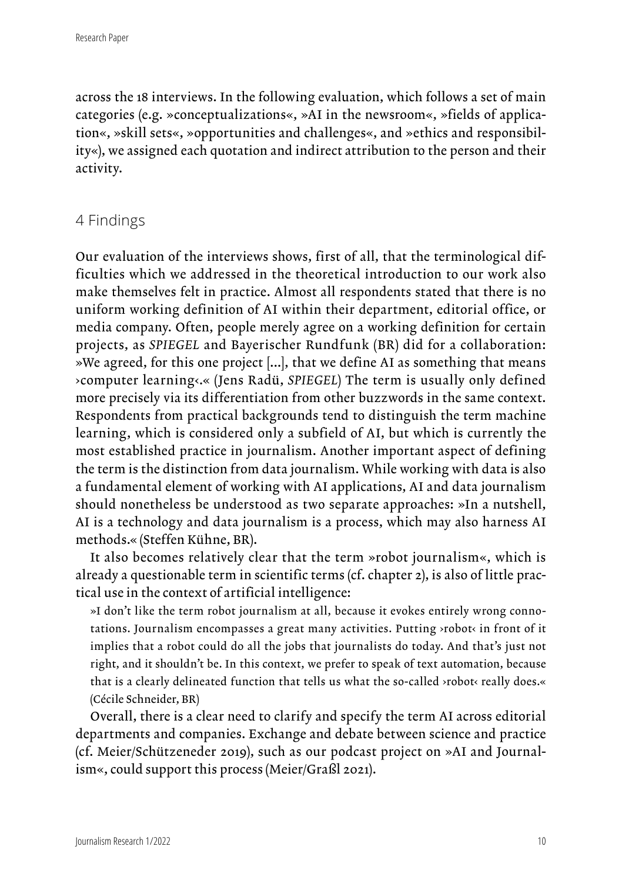across the 18 interviews. In the following evaluation, which follows a set of main categories (e.g. »conceptualizations«, »AI in the newsroom«, »fields of application«, »skill sets«, »opportunities and challenges«, and »ethics and responsibility«), we assigned each quotation and indirect attribution to the person and their activity.

## 4 Findings

Our evaluation of the interviews shows, first of all, that the terminological difficulties which we addressed in the theoretical introduction to our work also make themselves felt in practice. Almost all respondents stated that there is no uniform working definition of AI within their department, editorial office, or media company. Often, people merely agree on a working definition for certain projects, as *SPIEGEL* and Bayerischer Rundfunk (BR) did for a collaboration: »We agreed, for this one project [...], that we define AI as something that means ›computer learning‹.« (Jens Radü, *SPIEGEL*) The term is usually only defined more precisely via its differentiation from other buzzwords in the same context. Respondents from practical backgrounds tend to distinguish the term machine learning, which is considered only a subfield of AI, but which is currently the most established practice in journalism. Another important aspect of defining the term is the distinction from data journalism. While working with data is also a fundamental element of working with AI applications, AI and data journalism should nonetheless be understood as two separate approaches: »In a nutshell, AI is a technology and data journalism is a process, which may also harness AI methods.« (Steffen Kühne, BR).

It also becomes relatively clear that the term »robot journalism«, which is already a questionable term in scientific terms (cf. chapter 2), is also of little practical use in the context of artificial intelligence:

> »I don't like the term robot journalism at all, because it evokes entirely wrong connotations. Journalism encompasses a great many activities. Putting ›robot‹ in front of it implies that a robot could do all the jobs that journalists do today. And that's just not right, and it shouldn't be. In this context, we prefer to speak of text automation, because that is a clearly delineated function that tells us what the so-called ›robot‹ really does.« (Cécile Schneider, BR)

Overall, there is a clear need to clarify and specify the term AI across editorial departments and companies. Exchange and debate between science and practice (cf. Meier/Schützeneder 2019), such as our podcast project on »AI and Journalism«, could support this process (Meier/Graßl 2021).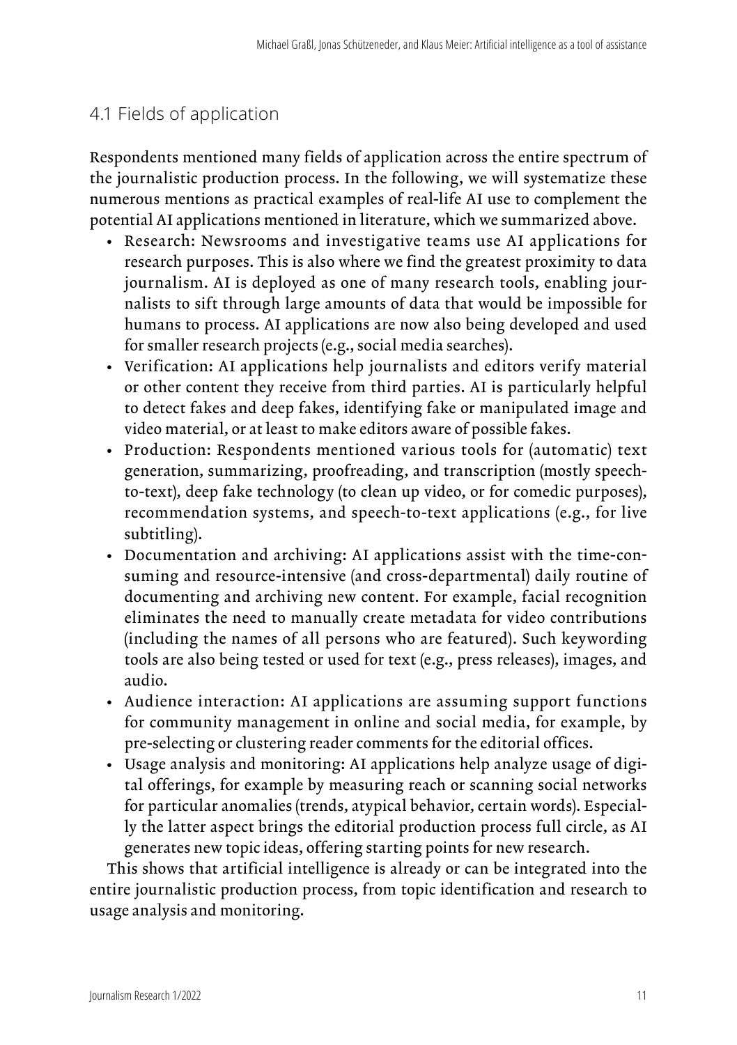## 4.1 Fields of application

Respondents mentioned many fields of application across the entire spectrum of the journalistic production process. In the following, we will systematize these numerous mentions as practical examples of real-life AI use to complement the potential AI applications mentioned in literature, which we summarized above.

- Research: Newsrooms and investigative teams use AI applications for research purposes. This is also where we find the greatest proximity to data journalism. AI is deployed as one of many research tools, enabling journalists to sift through large amounts of data that would be impossible for humans to process. AI applications are now also being developed and used for smaller research projects (e.g., social media searches).
- Verification: AI applications help journalists and editors verify material or other content they receive from third parties. AI is particularly helpful to detect fakes and deep fakes, identifying fake or manipulated image and video material, or at least to make editors aware of possible fakes.
- Production: Respondents mentioned various tools for (automatic) text generation, summarizing, proofreading, and transcription (mostly speech-to-text), deep fake technology (to clean up video, or for comedic purposes), recommendation systems, and speech-to-text applications (e.g., for live subtitling).
- Documentation and archiving: AI applications assist with the time-consuming and resource-intensive (and cross-departmental) daily routine of documenting and archiving new content. For example, facial recognition eliminates the need to manually create metadata for video contributions (including the names of all persons who are featured). Such keywording tools are also being tested or used for text (e.g., press releases), images, and audio.
- Audience interaction: AI applications are assuming support functions for community management in online and social media, for example, by pre-selecting or clustering reader comments for the editorial offices.
- Usage analysis and monitoring: AI applications help analyze usage of digital offerings, for example by measuring reach or scanning social networks for particular anomalies (trends, atypical behavior, certain words). Especially the latter aspect brings the editorial production process full circle, as AI generates new topic ideas, offering starting points for new research.

This shows that artificial intelligence is already or can be integrated into the entire journalistic production process, from topic identification and research to usage analysis and monitoring.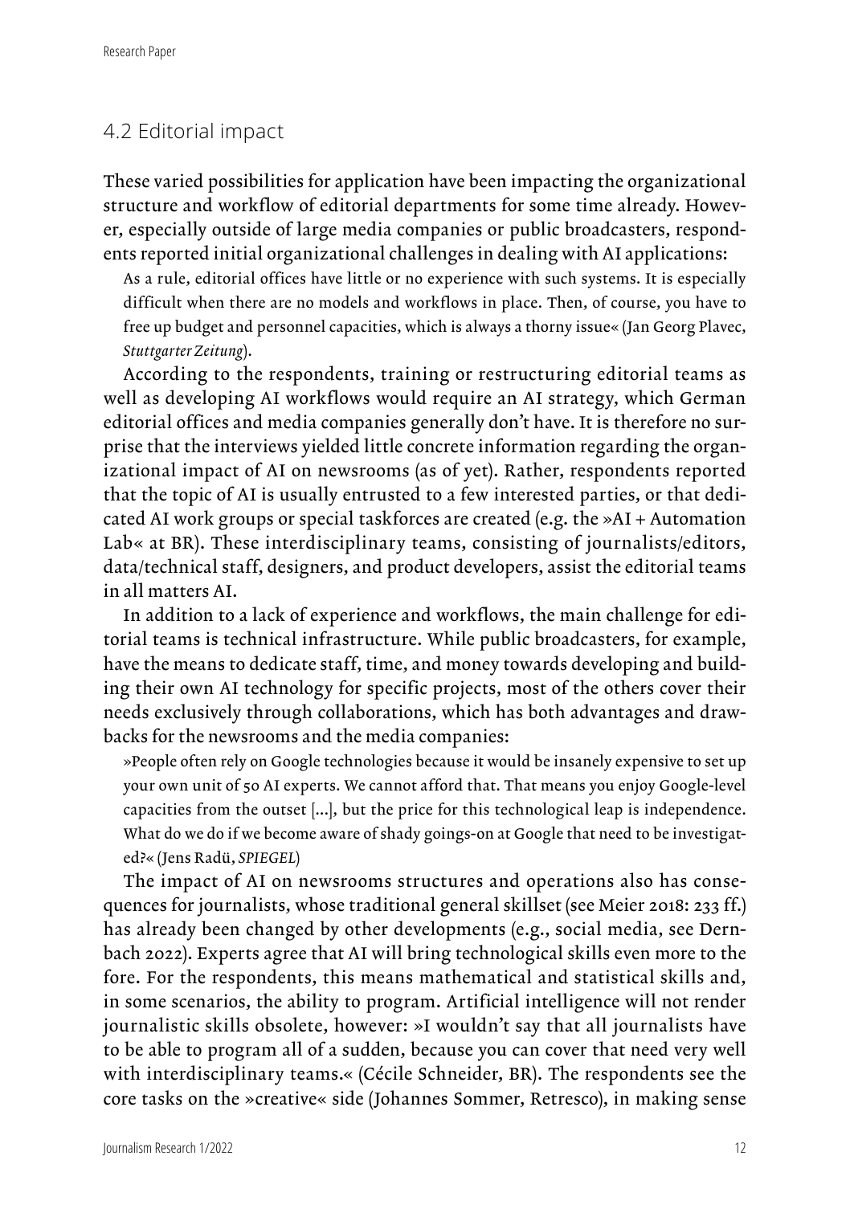## 4.2 Editorial impact

These varied possibilities for application have been impacting the organizational structure and workflow of editorial departments for some time already. However, especially outside of large media companies or public broadcasters, respondents reported initial organizational challenges in dealing with AI applications:

> As a rule, editorial offices have little or no experience with such systems. It is especially difficult when there are no models and workflows in place. Then, of course, you have to free up budget and personnel capacities, which is always a thorny issue« (Jan Georg Plavec, *Stuttgarter Zeitung*).

According to the respondents, training or restructuring editorial teams as well as developing AI workflows would require an AI strategy, which German editorial offices and media companies generally don't have. It is therefore no surprise that the interviews yielded little concrete information regarding the organizational impact of AI on newsrooms (as of yet). Rather, respondents reported that the topic of AI is usually entrusted to a few interested parties, or that dedicated AI work groups or special taskforces are created (e.g. the »AI + Automation Lab« at BR). These interdisciplinary teams, consisting of journalists/editors, data/technical staff, designers, and product developers, assist the editorial teams in all matters AI.

In addition to a lack of experience and workflows, the main challenge for editorial teams is technical infrastructure. While public broadcasters, for example, have the means to dedicate staff, time, and money towards developing and building their own AI technology for specific projects, most of the others cover their needs exclusively through collaborations, which has both advantages and drawbacks for the newsrooms and the media companies:

> »People often rely on Google technologies because it would be insanely expensive to set up your own unit of 50 AI experts. We cannot afford that. That means you enjoy Google-level capacities from the outset [...], but the price for this technological leap is independence. What do we do if we become aware of shady goings-on at Google that need to be investigated?« (Jens Radü, *SPIEGEL*)

The impact of AI on newsrooms structures and operations also has consequences for journalists, whose traditional general skillset (see Meier 2018: 233 ff.) has already been changed by other developments (e.g., social media, see Dernbach 2022). Experts agree that AI will bring technological skills even more to the fore. For the respondents, this means mathematical and statistical skills and, in some scenarios, the ability to program. Artificial intelligence will not render journalistic skills obsolete, however: »I wouldn't say that all journalists have to be able to program all of a sudden, because you can cover that need very well with interdisciplinary teams.« (Cécile Schneider, BR). The respondents see the core tasks on the »creative« side (Johannes Sommer, Retresco), in making sense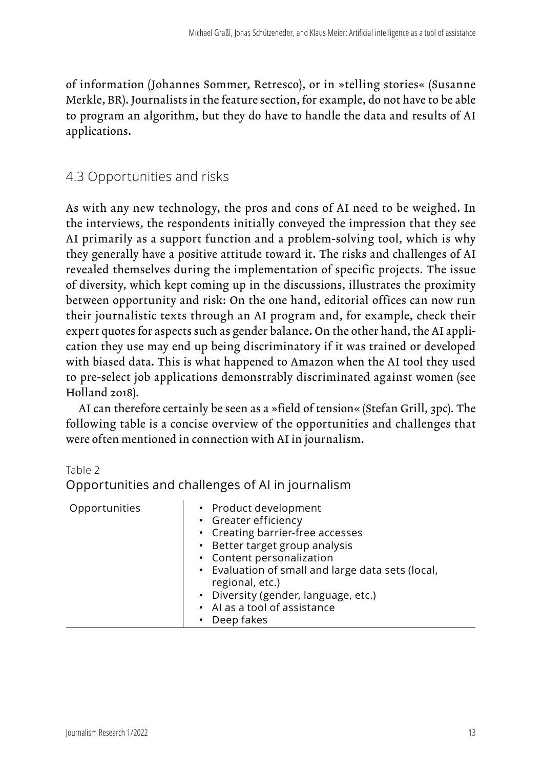of information (Johannes Sommer, Retresco), or in »telling stories« (Susanne Merkle, BR). Journalists in the feature section, for example, do not have to be able to program an algorithm, but they do have to handle the data and results of AI applications.

## 4.3 Opportunities and risks

As with any new technology, the pros and cons of AI need to be weighed. In the interviews, the respondents initially conveyed the impression that they see AI primarily as a support function and a problem-solving tool, which is why they generally have a positive attitude toward it. The risks and challenges of AI revealed themselves during the implementation of specific projects. The issue of diversity, which kept coming up in the discussions, illustrates the proximity between opportunity and risk: On the one hand, editorial offices can now run their journalistic texts through an AI program and, for example, check their expert quotes for aspects such as gender balance. On the other hand, the AI application they use may end up being discriminatory if it was trained or developed with biased data. This is what happened to Amazon when the AI tool they used to pre-select job applications demonstrably discriminated against women (see Holland 2018).

AI can therefore certainly be seen as a »field of tension« (Stefan Grill, 3pc). The following table is a concise overview of the opportunities and challenges that were often mentioned in connection with AI in journalism.

Table 2
Opportunities and challenges of AI in journalism

| | |
|---|---|
| Opportunities | • Product development<br>• Greater efficiency<br>• Creating barrier-free accesses<br>• Better target group analysis<br>• Content personalization<br>• Evaluation of small and large data sets (local, regional, etc.)<br>• Diversity (gender, language, etc.)<br>• AI as a tool of assistance<br>• Deep fakes |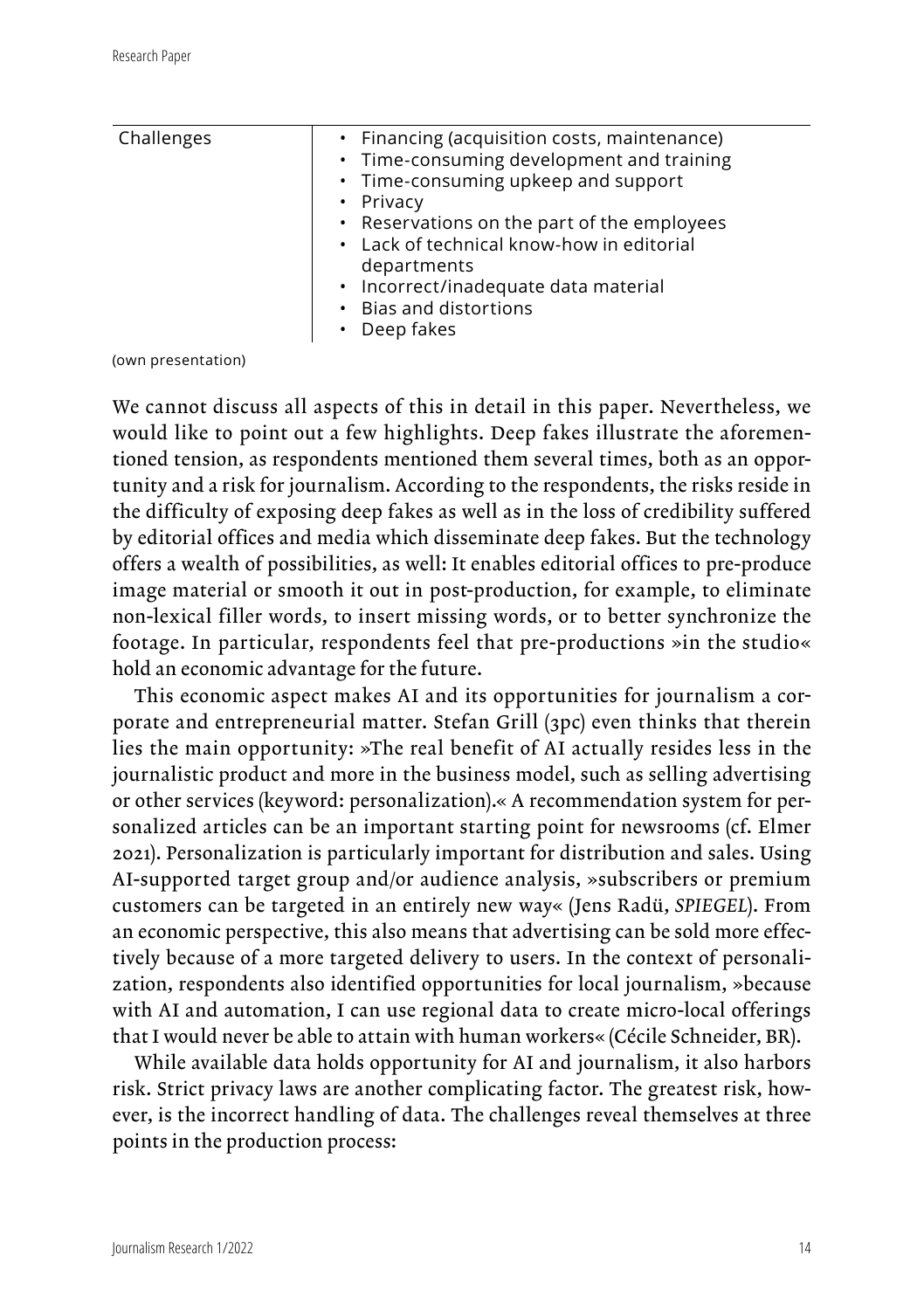| Challenges | • Financing (acquisition costs, maintenance)<br>• Time-consuming development and training<br>• Time-consuming upkeep and support<br>• Privacy<br>• Reservations on the part of the employees<br>• Lack of technical know-how in editorial departments<br>• Incorrect/inadequate data material<br>• Bias and distortions<br>• Deep fakes |
|---|---|

(own presentation)

We cannot discuss all aspects of this in detail in this paper. Nevertheless, we would like to point out a few highlights. Deep fakes illustrate the aforementioned tension, as respondents mentioned them several times, both as an opportunity and a risk for journalism. According to the respondents, the risks reside in the difficulty of exposing deep fakes as well as in the loss of credibility suffered by editorial offices and media which disseminate deep fakes. But the technology offers a wealth of possibilities, as well: It enables editorial offices to pre-produce image material or smooth it out in post-production, for example, to eliminate non-lexical filler words, to insert missing words, or to better synchronize the footage. In particular, respondents feel that pre-productions »in the studio« hold an economic advantage for the future.

This economic aspect makes AI and its opportunities for journalism a corporate and entrepreneurial matter. Stefan Grill (3pc) even thinks that therein lies the main opportunity: »The real benefit of AI actually resides less in the journalistic product and more in the business model, such as selling advertising or other services (keyword: personalization).« A recommendation system for personalized articles can be an important starting point for newsrooms (cf. Elmer 2021). Personalization is particularly important for distribution and sales. Using AI-supported target group and/or audience analysis, »subscribers or premium customers can be targeted in an entirely new way« (Jens Radü, *SPIEGEL*). From an economic perspective, this also means that advertising can be sold more effectively because of a more targeted delivery to users. In the context of personalization, respondents also identified opportunities for local journalism, »because with AI and automation, I can use regional data to create micro-local offerings that I would never be able to attain with human workers« (Cécile Schneider, BR).

While available data holds opportunity for AI and journalism, it also harbors risk. Strict privacy laws are another complicating factor. The greatest risk, however, is the incorrect handling of data. The challenges reveal themselves at three points in the production process: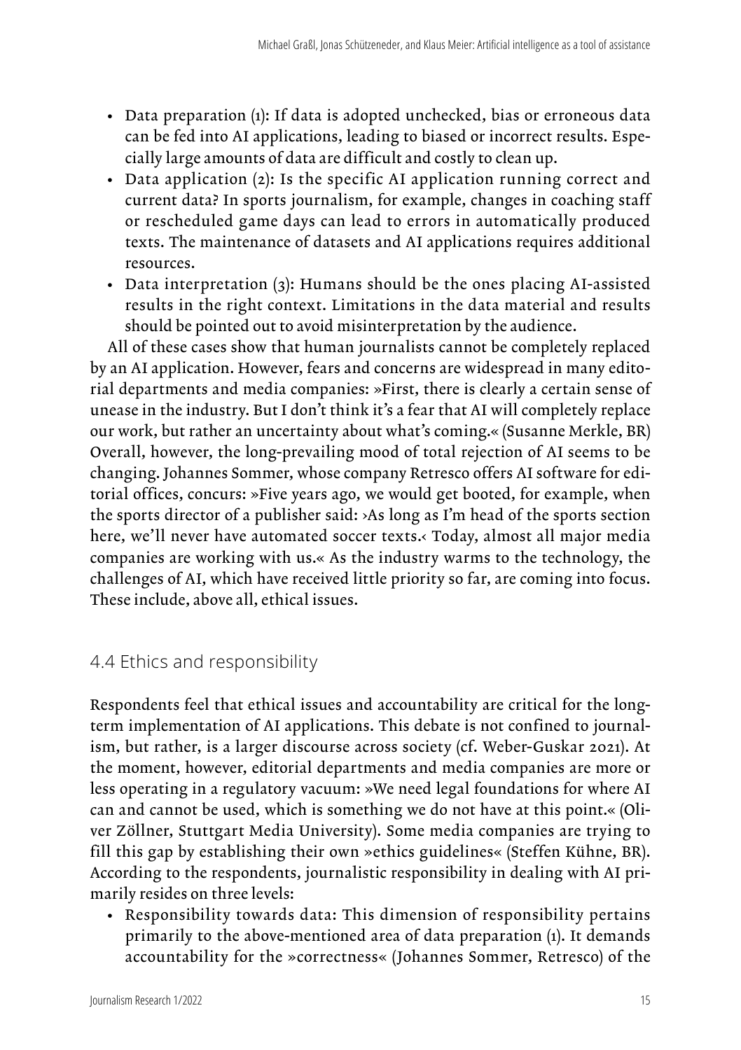- Data preparation (1): If data is adopted unchecked, bias or erroneous data can be fed into AI applications, leading to biased or incorrect results. Especially large amounts of data are difficult and costly to clean up.
- Data application (2): Is the specific AI application running correct and current data? In sports journalism, for example, changes in coaching staff or rescheduled game days can lead to errors in automatically produced texts. The maintenance of datasets and AI applications requires additional resources.
- Data interpretation (3): Humans should be the ones placing AI-assisted results in the right context. Limitations in the data material and results should be pointed out to avoid misinterpretation by the audience.

All of these cases show that human journalists cannot be completely replaced by an AI application. However, fears and concerns are widespread in many editorial departments and media companies: »First, there is clearly a certain sense of unease in the industry. But I don't think it's a fear that AI will completely replace our work, but rather an uncertainty about what's coming.« (Susanne Merkle, BR) Overall, however, the long-prevailing mood of total rejection of AI seems to be changing. Johannes Sommer, whose company Retresco offers AI software for editorial offices, concurs: »Five years ago, we would get booted, for example, when the sports director of a publisher said: ›As long as I'm head of the sports section here, we'll never have automated soccer texts.‹ Today, almost all major media companies are working with us.« As the industry warms to the technology, the challenges of AI, which have received little priority so far, are coming into focus. These include, above all, ethical issues.

## 4.4 Ethics and responsibility

Respondents feel that ethical issues and accountability are critical for the long-term implementation of AI applications. This debate is not confined to journalism, but rather, is a larger discourse across society (cf. Weber-Guskar 2021). At the moment, however, editorial departments and media companies are more or less operating in a regulatory vacuum: »We need legal foundations for where AI can and cannot be used, which is something we do not have at this point.« (Oliver Zöllner, Stuttgart Media University). Some media companies are trying to fill this gap by establishing their own »ethics guidelines« (Steffen Kühne, BR). According to the respondents, journalistic responsibility in dealing with AI primarily resides on three levels:

- Responsibility towards data: This dimension of responsibility pertains primarily to the above-mentioned area of data preparation (1). It demands accountability for the »correctness« (Johannes Sommer, Retresco) of the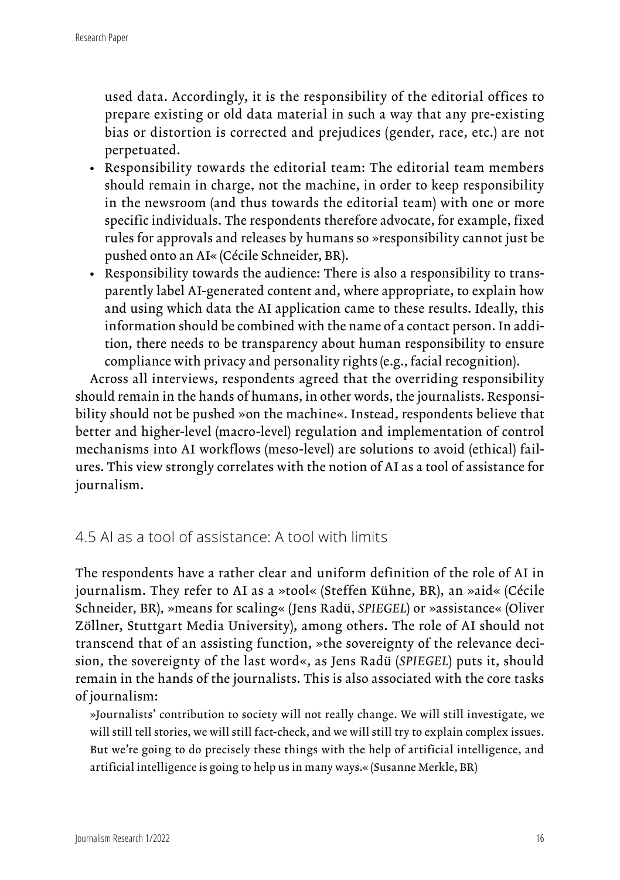used data. Accordingly, it is the responsibility of the editorial offices to prepare existing or old data material in such a way that any pre-existing bias or distortion is corrected and prejudices (gender, race, etc.) are not perpetuated.

- Responsibility towards the editorial team: The editorial team members should remain in charge, not the machine, in order to keep responsibility in the newsroom (and thus towards the editorial team) with one or more specific individuals. The respondents therefore advocate, for example, fixed rules for approvals and releases by humans so »responsibility cannot just be pushed onto an AI« (Cécile Schneider, BR).
- Responsibility towards the audience: There is also a responsibility to transparently label AI-generated content and, where appropriate, to explain how and using which data the AI application came to these results. Ideally, this information should be combined with the name of a contact person. In addition, there needs to be transparency about human responsibility to ensure compliance with privacy and personality rights (e.g., facial recognition).

Across all interviews, respondents agreed that the overriding responsibility should remain in the hands of humans, in other words, the journalists. Responsibility should not be pushed »on the machine«. Instead, respondents believe that better and higher-level (macro-level) regulation and implementation of control mechanisms into AI workflows (meso-level) are solutions to avoid (ethical) failures. This view strongly correlates with the notion of AI as a tool of assistance for journalism.

## 4.5 AI as a tool of assistance: A tool with limits

The respondents have a rather clear and uniform definition of the role of AI in journalism. They refer to AI as a »tool« (Steffen Kühne, BR), an »aid« (Cécile Schneider, BR), »means for scaling« (Jens Radü, *SPIEGEL*) or »assistance« (Oliver Zöllner, Stuttgart Media University), among others. The role of AI should not transcend that of an assisting function, »the sovereignty of the relevance decision, the sovereignty of the last word«, as Jens Radü (*SPIEGEL*) puts it, should remain in the hands of the journalists. This is also associated with the core tasks of journalism:

> »Journalists' contribution to society will not really change. We will still investigate, we will still tell stories, we will still fact-check, and we will still try to explain complex issues. But we're going to do precisely these things with the help of artificial intelligence, and artificial intelligence is going to help us in many ways.« (Susanne Merkle, BR)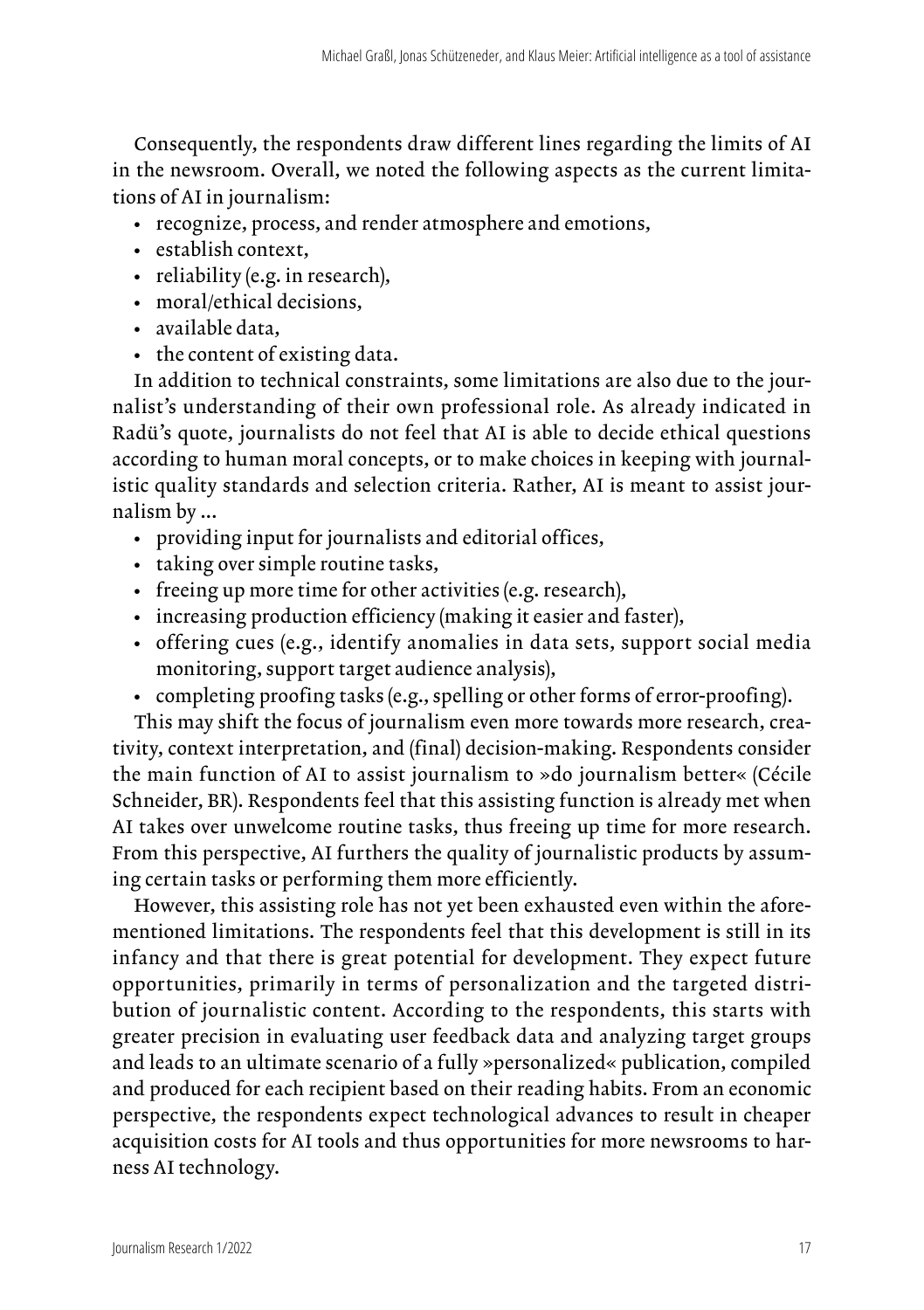Consequently, the respondents draw different lines regarding the limits of AI in the newsroom. Overall, we noted the following aspects as the current limitations of AI in journalism:

- recognize, process, and render atmosphere and emotions,
- establish context,
- reliability (e.g. in research),
- moral/ethical decisions,
- available data,
- the content of existing data.

In addition to technical constraints, some limitations are also due to the journalist's understanding of their own professional role. As already indicated in Radü's quote, journalists do not feel that AI is able to decide ethical questions according to human moral concepts, or to make choices in keeping with journalistic quality standards and selection criteria. Rather, AI is meant to assist journalism by …

- providing input for journalists and editorial offices,
- taking over simple routine tasks,
- freeing up more time for other activities (e.g. research),
- increasing production efficiency (making it easier and faster),
- offering cues (e.g., identify anomalies in data sets, support social media monitoring, support target audience analysis),
- completing proofing tasks (e.g., spelling or other forms of error-proofing).

This may shift the focus of journalism even more towards more research, creativity, context interpretation, and (final) decision-making. Respondents consider the main function of AI to assist journalism to »do journalism better« (Cécile Schneider, BR). Respondents feel that this assisting function is already met when AI takes over unwelcome routine tasks, thus freeing up time for more research. From this perspective, AI furthers the quality of journalistic products by assuming certain tasks or performing them more efficiently.

However, this assisting role has not yet been exhausted even within the aforementioned limitations. The respondents feel that this development is still in its infancy and that there is great potential for development. They expect future opportunities, primarily in terms of personalization and the targeted distribution of journalistic content. According to the respondents, this starts with greater precision in evaluating user feedback data and analyzing target groups and leads to an ultimate scenario of a fully »personalized« publication, compiled and produced for each recipient based on their reading habits. From an economic perspective, the respondents expect technological advances to result in cheaper acquisition costs for AI tools and thus opportunities for more newsrooms to harness AI technology.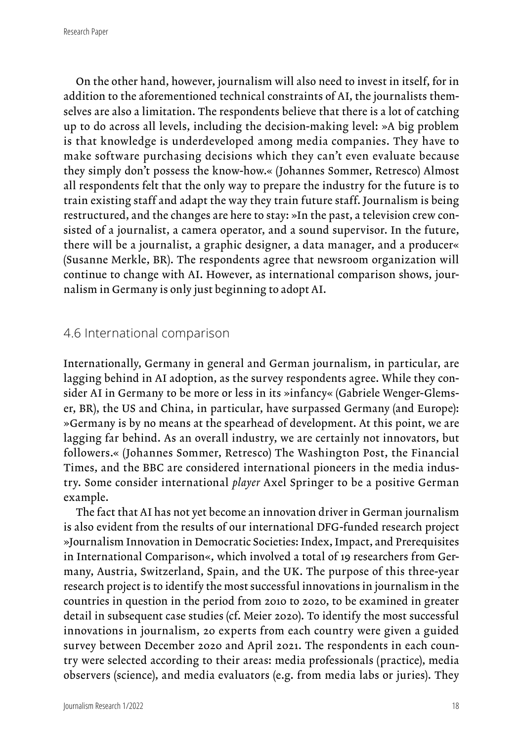On the other hand, however, journalism will also need to invest in itself, for in addition to the aforementioned technical constraints of AI, the journalists themselves are also a limitation. The respondents believe that there is a lot of catching up to do across all levels, including the decision-making level: »A big problem is that knowledge is underdeveloped among media companies. They have to make software purchasing decisions which they can't even evaluate because they simply don't possess the know-how.« (Johannes Sommer, Retresco) Almost all respondents felt that the only way to prepare the industry for the future is to train existing staff and adapt the way they train future staff. Journalism is being restructured, and the changes are here to stay: »In the past, a television crew consisted of a journalist, a camera operator, and a sound supervisor. In the future, there will be a journalist, a graphic designer, a data manager, and a producer« (Susanne Merkle, BR). The respondents agree that newsroom organization will continue to change with AI. However, as international comparison shows, journalism in Germany is only just beginning to adopt AI.

## 4.6 International comparison

Internationally, Germany in general and German journalism, in particular, are lagging behind in AI adoption, as the survey respondents agree. While they consider AI in Germany to be more or less in its »infancy« (Gabriele Wenger-Glemser, BR), the US and China, in particular, have surpassed Germany (and Europe): »Germany is by no means at the spearhead of development. At this point, we are lagging far behind. As an overall industry, we are certainly not innovators, but followers.« (Johannes Sommer, Retresco) The Washington Post, the Financial Times, and the BBC are considered international pioneers in the media industry. Some consider international *player* Axel Springer to be a positive German example.

The fact that AI has not yet become an innovation driver in German journalism is also evident from the results of our international DFG-funded research project »Journalism Innovation in Democratic Societies: Index, Impact, and Prerequisites in International Comparison«, which involved a total of 19 researchers from Germany, Austria, Switzerland, Spain, and the UK. The purpose of this three-year research project is to identify the most successful innovations in journalism in the countries in question in the period from 2010 to 2020, to be examined in greater detail in subsequent case studies (cf. Meier 2020). To identify the most successful innovations in journalism, 20 experts from each country were given a guided survey between December 2020 and April 2021. The respondents in each country were selected according to their areas: media professionals (practice), media observers (science), and media evaluators (e.g. from media labs or juries). They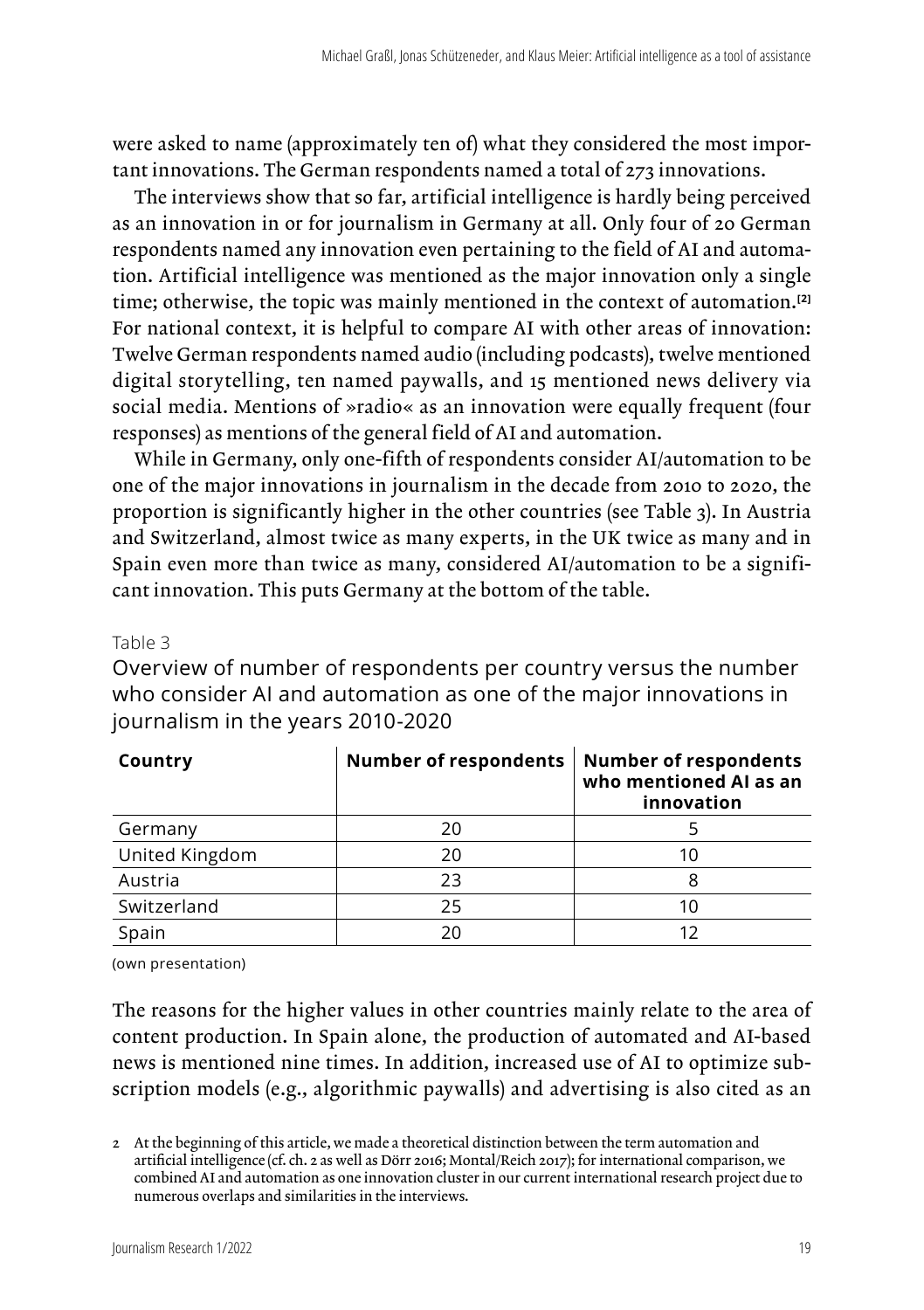were asked to name (approximately ten of) what they considered the most important innovations. The German respondents named a total of 273 innovations.

The interviews show that so far, artificial intelligence is hardly being perceived as an innovation in or for journalism in Germany at all. Only four of 20 German respondents named any innovation even pertaining to the field of AI and automation. Artificial intelligence was mentioned as the major innovation only a single time; otherwise, the topic was mainly mentioned in the context of automation.[2] For national context, it is helpful to compare AI with other areas of innovation: Twelve German respondents named audio (including podcasts), twelve mentioned digital storytelling, ten named paywalls, and 15 mentioned news delivery via social media. Mentions of »radio« as an innovation were equally frequent (four responses) as mentions of the general field of AI and automation.

While in Germany, only one-fifth of respondents consider AI/automation to be one of the major innovations in journalism in the decade from 2010 to 2020, the proportion is significantly higher in the other countries (see Table 3). In Austria and Switzerland, almost twice as many experts, in the UK twice as many and in Spain even more than twice as many, considered AI/automation to be a significant innovation. This puts Germany at the bottom of the table.

Table 3

Overview of number of respondents per country versus the number who consider AI and automation as one of the major innovations in journalism in the years 2010-2020

| Country | Number of respondents | Number of respondents who mentioned AI as an innovation |
|---|---|---|
| Germany | 20 | 5 |
| United Kingdom | 20 | 10 |
| Austria | 23 | 8 |
| Switzerland | 25 | 10 |
| Spain | 20 | 12 |

(own presentation)

The reasons for the higher values in other countries mainly relate to the area of content production. In Spain alone, the production of automated and AI-based news is mentioned nine times. In addition, increased use of AI to optimize subscription models (e.g., algorithmic paywalls) and advertising is also cited as an

2 At the beginning of this article, we made a theoretical distinction between the term automation and artificial intelligence (cf. ch. 2 as well as Dörr 2016; Montal/Reich 2017); for international comparison, we combined AI and automation as one innovation cluster in our current international research project due to numerous overlaps and similarities in the interviews.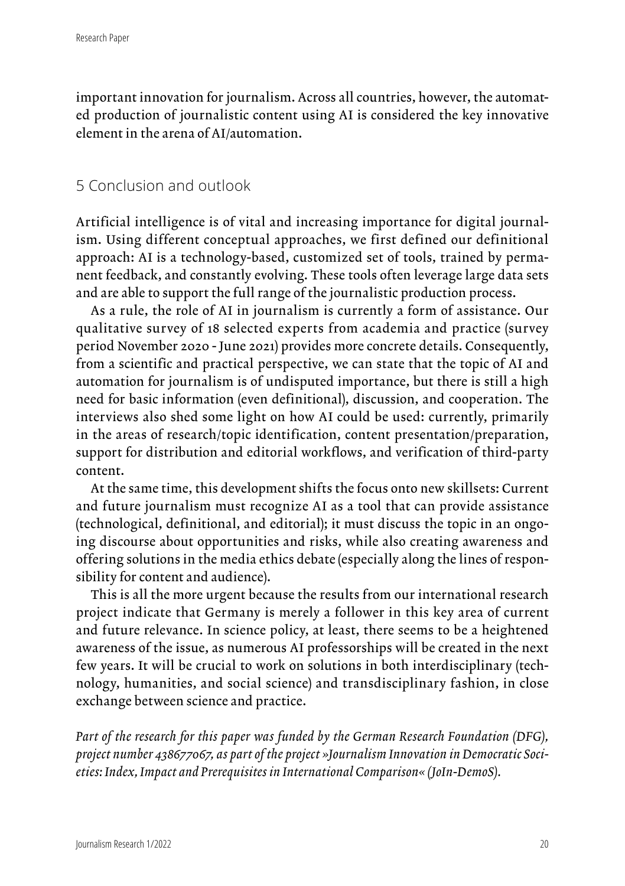important innovation for journalism. Across all countries, however, the automated production of journalistic content using AI is considered the key innovative element in the arena of AI/automation.

## 5 Conclusion and outlook

Artificial intelligence is of vital and increasing importance for digital journalism. Using different conceptual approaches, we first defined our definitional approach: AI is a technology-based, customized set of tools, trained by permanent feedback, and constantly evolving. These tools often leverage large data sets and are able to support the full range of the journalistic production process.

As a rule, the role of AI in journalism is currently a form of assistance. Our qualitative survey of 18 selected experts from academia and practice (survey period November 2020 - June 2021) provides more concrete details. Consequently, from a scientific and practical perspective, we can state that the topic of AI and automation for journalism is of undisputed importance, but there is still a high need for basic information (even definitional), discussion, and cooperation. The interviews also shed some light on how AI could be used: currently, primarily in the areas of research/topic identification, content presentation/preparation, support for distribution and editorial workflows, and verification of third-party content.

At the same time, this development shifts the focus onto new skillsets: Current and future journalism must recognize AI as a tool that can provide assistance (technological, definitional, and editorial); it must discuss the topic in an ongoing discourse about opportunities and risks, while also creating awareness and offering solutions in the media ethics debate (especially along the lines of responsibility for content and audience).

This is all the more urgent because the results from our international research project indicate that Germany is merely a follower in this key area of current and future relevance. In science policy, at least, there seems to be a heightened awareness of the issue, as numerous AI professorships will be created in the next few years. It will be crucial to work on solutions in both interdisciplinary (technology, humanities, and social science) and transdisciplinary fashion, in close exchange between science and practice.

*Part of the research for this paper was funded by the German Research Foundation (DFG), project number 438677067, as part of the project »Journalism Innovation in Democratic Societies: Index, Impact and Prerequisites in International Comparison« (JoIn-DemoS).*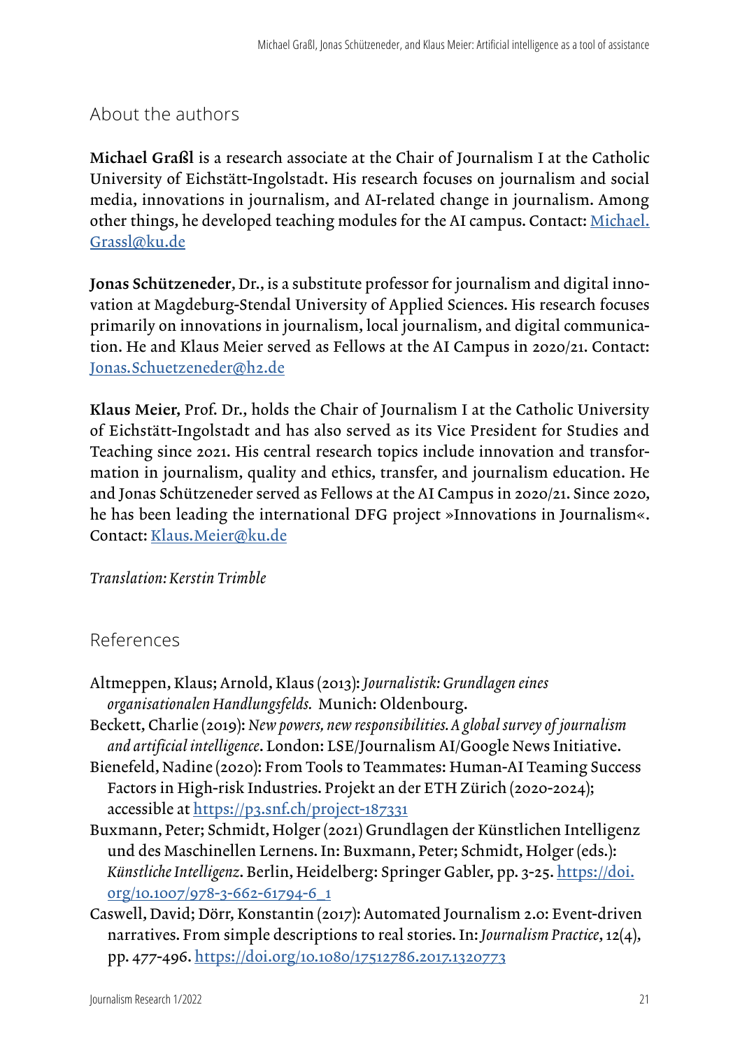## About the authors

**Michael Graßl** is a research associate at the Chair of Journalism I at the Catholic University of Eichstätt-Ingolstadt. His research focuses on journalism and social media, innovations in journalism, and AI-related change in journalism. Among other things, he developed teaching modules for the AI campus. Contact: Michael.Grassl@ku.de

**Jonas Schützeneder**, Dr., is a substitute professor for journalism and digital innovation at Magdeburg-Stendal University of Applied Sciences. His research focuses primarily on innovations in journalism, local journalism, and digital communication. He and Klaus Meier served as Fellows at the AI Campus in 2020/21. Contact: Jonas.Schuetzeneder@h2.de

**Klaus Meier,** Prof. Dr., holds the Chair of Journalism I at the Catholic University of Eichstätt-Ingolstadt and has also served as its Vice President for Studies and Teaching since 2021. His central research topics include innovation and transformation in journalism, quality and ethics, transfer, and journalism education. He and Jonas Schützeneder served as Fellows at the AI Campus in 2020/21. Since 2020, he has been leading the international DFG project »Innovations in Journalism«. Contact: Klaus.Meier@ku.de

*Translation: Kerstin Trimble*

## References

Altmeppen, Klaus; Arnold, Klaus (2013): *Journalistik: Grundlagen eines organisationalen Handlungsfelds.* Munich: Oldenbourg.

Beckett, Charlie (2019): *New powers, new responsibilities. A global survey of journalism and artificial intelligence*. London: LSE/Journalism AI/Google News Initiative.

Bienefeld, Nadine (2020): From Tools to Teammates: Human-AI Teaming Success Factors in High-risk Industries. Projekt an der ETH Zürich (2020-2024); accessible at https://p3.snf.ch/project-187331

Buxmann, Peter; Schmidt, Holger (2021) Grundlagen der Künstlichen Intelligenz und des Maschinellen Lernens. In: Buxmann, Peter; Schmidt, Holger (eds.): *Künstliche Intelligenz*. Berlin, Heidelberg: Springer Gabler, pp. 3-25. https://doi.org/10.1007/978-3-662-61794-6_1

Caswell, David; Dörr, Konstantin (2017): Automated Journalism 2.0: Event-driven narratives. From simple descriptions to real stories. In: *Journalism Practice*, 12(4), pp. 477-496. https://doi.org/10.1080/17512786.2017.1320773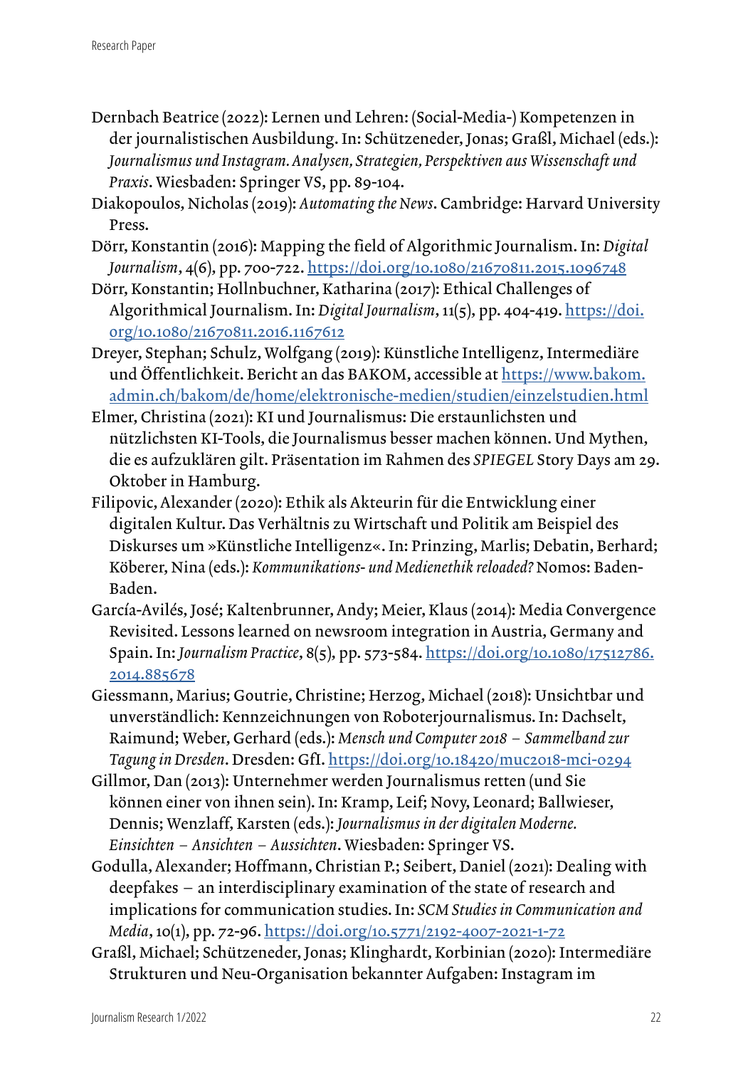Dernbach Beatrice (2022): Lernen und Lehren: (Social-Media-) Kompetenzen in der journalistischen Ausbildung. In: Schützeneder, Jonas; Graßl, Michael (eds.): *Journalismus und Instagram. Analysen, Strategien, Perspektiven aus Wissenschaft und Praxis*. Wiesbaden: Springer VS, pp. 89-104.

Diakopoulos, Nicholas (2019): *Automating the News*. Cambridge: Harvard University Press.

Dörr, Konstantin (2016): Mapping the field of Algorithmic Journalism. In: *Digital Journalism*, 4(6), pp. 700-722. https://doi.org/10.1080/21670811.2015.1096748

Dörr, Konstantin; Hollnbuchner, Katharina (2017): Ethical Challenges of Algorithmical Journalism. In: *Digital Journalism*, 11(5), pp. 404-419. https://doi.org/10.1080/21670811.2016.1167612

Dreyer, Stephan; Schulz, Wolfgang (2019): Künstliche Intelligenz, Intermediäre und Öffentlichkeit. Bericht an das BAKOM, accessible at https://www.bakom.admin.ch/bakom/de/home/elektronische-medien/studien/einzelstudien.html

Elmer, Christina (2021): KI und Journalismus: Die erstaunlichsten und nützlichsten KI-Tools, die Journalismus besser machen können. Und Mythen, die es aufzuklären gilt. Präsentation im Rahmen des *SPIEGEL* Story Days am 29. Oktober in Hamburg.

Filipovic, Alexander (2020): Ethik als Akteurin für die Entwicklung einer digitalen Kultur. Das Verhältnis zu Wirtschaft und Politik am Beispiel des Diskurses um »Künstliche Intelligenz«. In: Prinzing, Marlis; Debatin, Berhard; Köberer, Nina (eds.): *Kommunikations- und Medienethik reloaded?* Nomos: Baden-Baden.

García-Avilés, José; Kaltenbrunner, Andy; Meier, Klaus (2014): Media Convergence Revisited. Lessons learned on newsroom integration in Austria, Germany and Spain. In: *Journalism Practice*, 8(5), pp. 573-584. https://doi.org/10.1080/17512786.2014.885678

Giessmann, Marius; Goutrie, Christine; Herzog, Michael (2018): Unsichtbar und unverständlich: Kennzeichnungen von Roboterjournalismus. In: Dachselt, Raimund; Weber, Gerhard (eds.): *Mensch und Computer 2018 – Sammelband zur Tagung in Dresden*. Dresden: GfI. https://doi.org/10.18420/muc2018-mci-0294

Gillmor, Dan (2013): Unternehmer werden Journalismus retten (und Sie können einer von ihnen sein). In: Kramp, Leif; Novy, Leonard; Ballwieser, Dennis; Wenzlaff, Karsten (eds.): *Journalismus in der digitalen Moderne. Einsichten – Ansichten – Aussichten*. Wiesbaden: Springer VS.

Godulla, Alexander; Hoffmann, Christian P.; Seibert, Daniel (2021): Dealing with deepfakes – an interdisciplinary examination of the state of research and implications for communication studies. In: *SCM Studies in Communication and Media*, 10(1), pp. 72-96. https://doi.org/10.5771/2192-4007-2021-1-72

Graßl, Michael; Schützeneder, Jonas; Klinghardt, Korbinian (2020): Intermediäre Strukturen und Neu-Organisation bekannter Aufgaben: Instagram im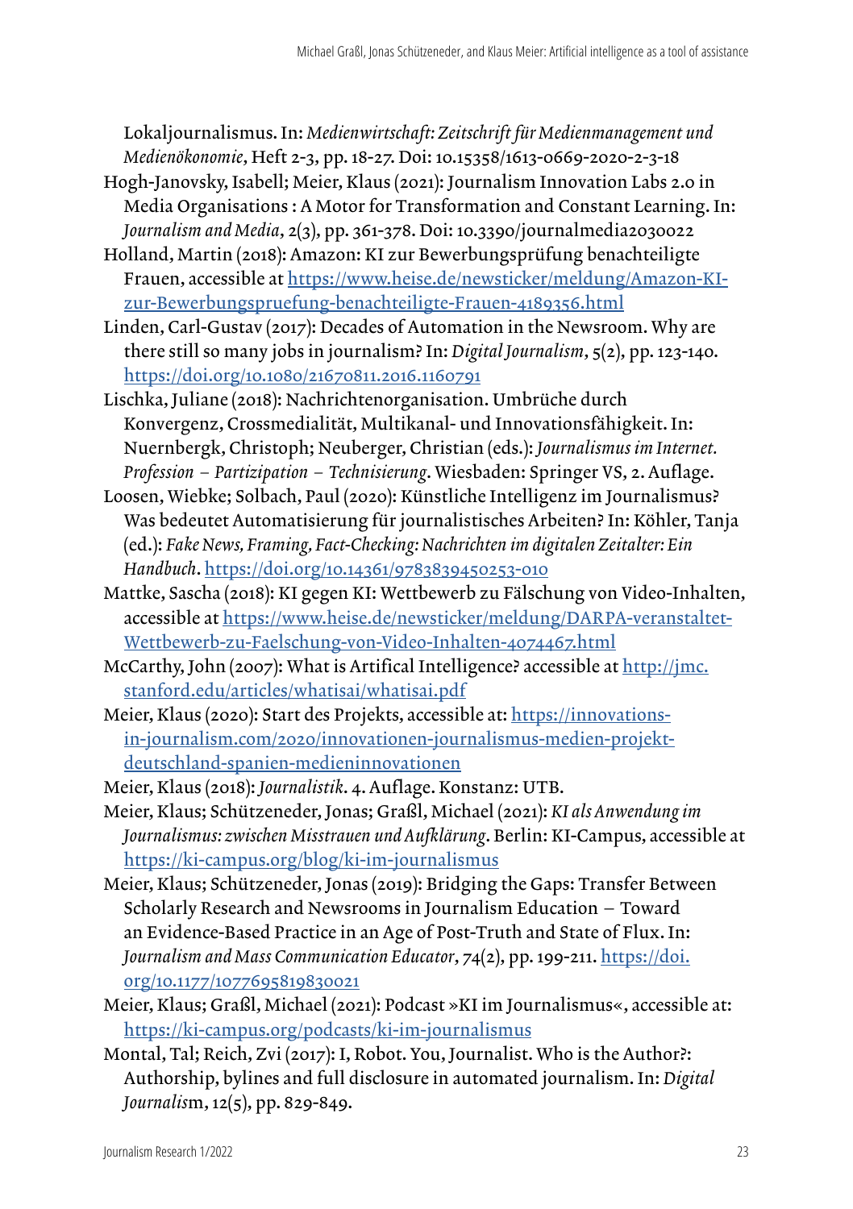Lokaljournalismus. In: *Medienwirtschaft: Zeitschrift für Medienmanagement und Medienökonomie*, Heft 2-3, pp. 18-27. Doi: 10.15358/1613-0669-2020-2-3-18

Hogh-Janovsky, Isabell; Meier, Klaus (2021): Journalism Innovation Labs 2.0 in Media Organisations : A Motor for Transformation and Constant Learning. In: *Journalism and Media*, 2(3), pp. 361-378. Doi: 10.3390/journalmedia2030022

Holland, Martin (2018): Amazon: KI zur Bewerbungsprüfung benachteiligte Frauen, accessible at https://www.heise.de/newsticker/meldung/Amazon-KI-zur-Bewerbungspruefung-benachteiligte-Frauen-4189356.html

Linden, Carl-Gustav (2017): Decades of Automation in the Newsroom. Why are there still so many jobs in journalism? In: *Digital Journalism*, 5(2), pp. 123-140. https://doi.org/10.1080/21670811.2016.1160791

Lischka, Juliane (2018): Nachrichtenorganisation. Umbrüche durch Konvergenz, Crossmedialität, Multikanal- und Innovationsfähigkeit. In: Nuernbergk, Christoph; Neuberger, Christian (eds.): *Journalismus im Internet. Profession – Partizipation – Technisierung*. Wiesbaden: Springer VS, 2. Auflage.

Loosen, Wiebke; Solbach, Paul (2020): Künstliche Intelligenz im Journalismus? Was bedeutet Automatisierung für journalistisches Arbeiten? In: Köhler, Tanja (ed.): *Fake News, Framing, Fact-Checking: Nachrichten im digitalen Zeitalter: Ein Handbuch*. https://doi.org/10.14361/9783839450253-010

Mattke, Sascha (2018): KI gegen KI: Wettbewerb zu Fälschung von Video-Inhalten, accessible at https://www.heise.de/newsticker/meldung/DARPA-veranstaltet-Wettbewerb-zu-Faelschung-von-Video-Inhalten-4074467.html

McCarthy, John (2007): What is Artifical Intelligence? accessible at http://jmc.stanford.edu/articles/whatisai/whatisai.pdf

Meier, Klaus (2020): Start des Projekts, accessible at: https://innovations-in-journalism.com/2020/innovationen-journalismus-medien-projekt-deutschland-spanien-medieninnovationen

Meier, Klaus (2018): *Journalistik*. 4. Auflage. Konstanz: UTB.

Meier, Klaus; Schützeneder, Jonas; Graßl, Michael (2021): *KI als Anwendung im Journalismus: zwischen Misstrauen und Aufklärung*. Berlin: KI-Campus, accessible at https://ki-campus.org/blog/ki-im-journalismus

Meier, Klaus; Schützeneder, Jonas (2019): Bridging the Gaps: Transfer Between Scholarly Research and Newsrooms in Journalism Education – Toward an Evidence-Based Practice in an Age of Post-Truth and State of Flux. In: *Journalism and Mass Communication Educator*, 74(2), pp. 199-211. https://doi.org/10.1177/1077695819830021

Meier, Klaus; Graßl, Michael (2021): Podcast »KI im Journalismus«, accessible at: https://ki-campus.org/podcasts/ki-im-journalismus

Montal, Tal; Reich, Zvi (2017): I, Robot. You, Journalist. Who is the Author?: Authorship, bylines and full disclosure in automated journalism. In: *Digital Journalism*, 12(5), pp. 829-849.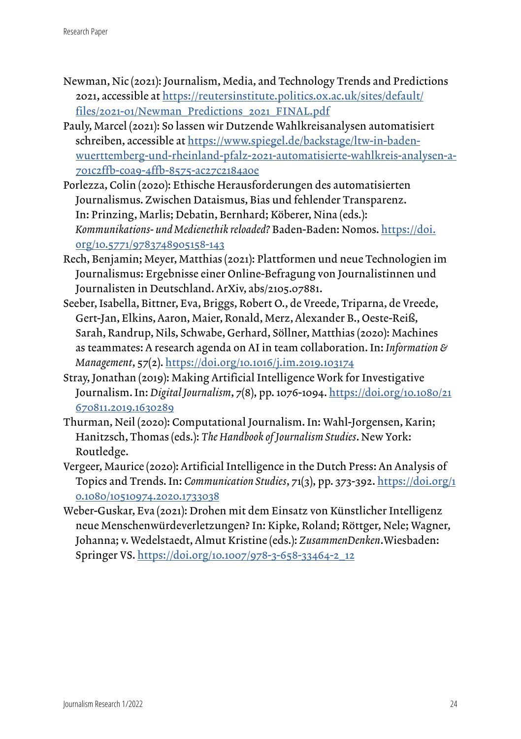Newman, Nic (2021): Journalism, Media, and Technology Trends and Predictions 2021, accessible at https://reutersinstitute.politics.ox.ac.uk/sites/default/files/2021-01/Newman_Predictions_2021_FINAL.pdf

Pauly, Marcel (2021): So lassen wir Dutzende Wahlkreisanalysen automatisiert schreiben, accessible at https://www.spiegel.de/backstage/ltw-in-baden-wuerttemberg-und-rheinland-pfalz-2021-automatisierte-wahlkreis-analysen-a-701c2ffb-c0a9-4ffb-8575-ac27c2184a0e

Porlezza, Colin (2020): Ethische Herausforderungen des automatisierten Journalismus. Zwischen Dataismus, Bias und fehlender Transparenz. In: Prinzing, Marlis; Debatin, Bernhard; Köberer, Nina (eds.): *Kommunikations- und Medienethik reloaded?* Baden-Baden: Nomos. https://doi.org/10.5771/9783748905158-143

Rech, Benjamin; Meyer, Matthias (2021): Plattformen und neue Technologien im Journalismus: Ergebnisse einer Online-Befragung von Journalistinnen und Journalisten in Deutschland. ArXiv, abs/2105.07881.

Seeber, Isabella, Bittner, Eva, Briggs, Robert O., de Vreede, Triparna, de Vreede, Gert-Jan, Elkins, Aaron, Maier, Ronald, Merz, Alexander B., Oeste-Reiß, Sarah, Randrup, Nils, Schwabe, Gerhard, Söllner, Matthias (2020): Machines as teammates: A research agenda on AI in team collaboration. In: *Information & Management*, 57(2). https://doi.org/10.1016/j.im.2019.103174

Stray, Jonathan (2019): Making Artificial Intelligence Work for Investigative Journalism. In: *Digital Journalism*, 7(8), pp. 1076-1094. https://doi.org/10.1080/21670811.2019.1630289

Thurman, Neil (2020): Computational Journalism. In: Wahl-Jorgensen, Karin; Hanitzsch, Thomas (eds.): *The Handbook of Journalism Studies*. New York: Routledge.

Vergeer, Maurice (2020): Artificial Intelligence in the Dutch Press: An Analysis of Topics and Trends. In: *Communication Studies*, 71(3), pp. 373-392. https://doi.org/10.1080/10510974.2020.1733038

Weber-Guskar, Eva (2021): Drohen mit dem Einsatz von Künstlicher Intelligenz neue Menschenwürdeverletzungen? In: Kipke, Roland; Röttger, Nele; Wagner, Johanna; v. Wedelstaedt, Almut Kristine (eds.): *ZusammenDenken*.Wiesbaden: Springer VS. https://doi.org/10.1007/978-3-658-33464-2_12